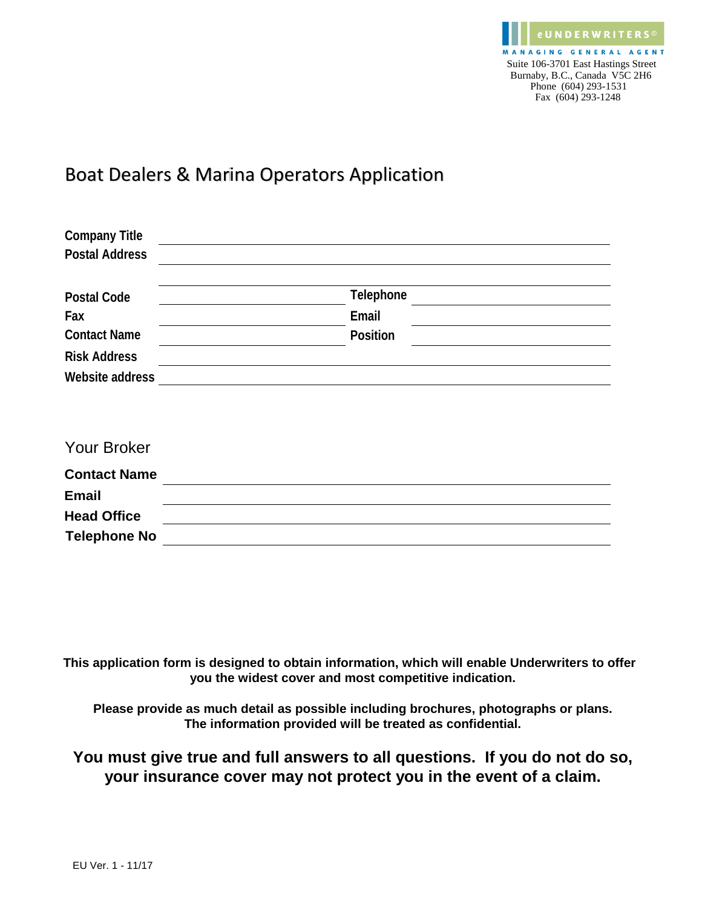eUNDERWRITERS©

MANAGING GENERAL AGENT

Suite 106-3701 East Hastings Street
Burnaby, B.C., Canada V5C 2H6
Phone (604) 293-1531
Fax (604) 293-1248

# Boat Dealers & Marina Operators Application

| | | | |
|---|---|---|---|
| **Company Title** | | | |
| **Postal Address** | | | |
| | | | |
| **Postal Code** | | **Telephone** | |
| **Fax** | | **Email** | |
| **Contact Name** | | **Position** | |
| **Risk Address** | | | |
| **Website address** | | | |

## Your Broker

| | |
|---|---|
| **Contact Name** | |
| **Email** | |
| **Head Office** | |
| **Telephone No** | |

**This application form is designed to obtain information, which will enable Underwriters to offer you the widest cover and most competitive indication.**

**Please provide as much detail as possible including brochures, photographs or plans. The information provided will be treated as confidential.**

**You must give true and full answers to all questions. If you do not do so, your insurance cover may not protect you in the event of a claim.**

EU Ver. 1 - 11/17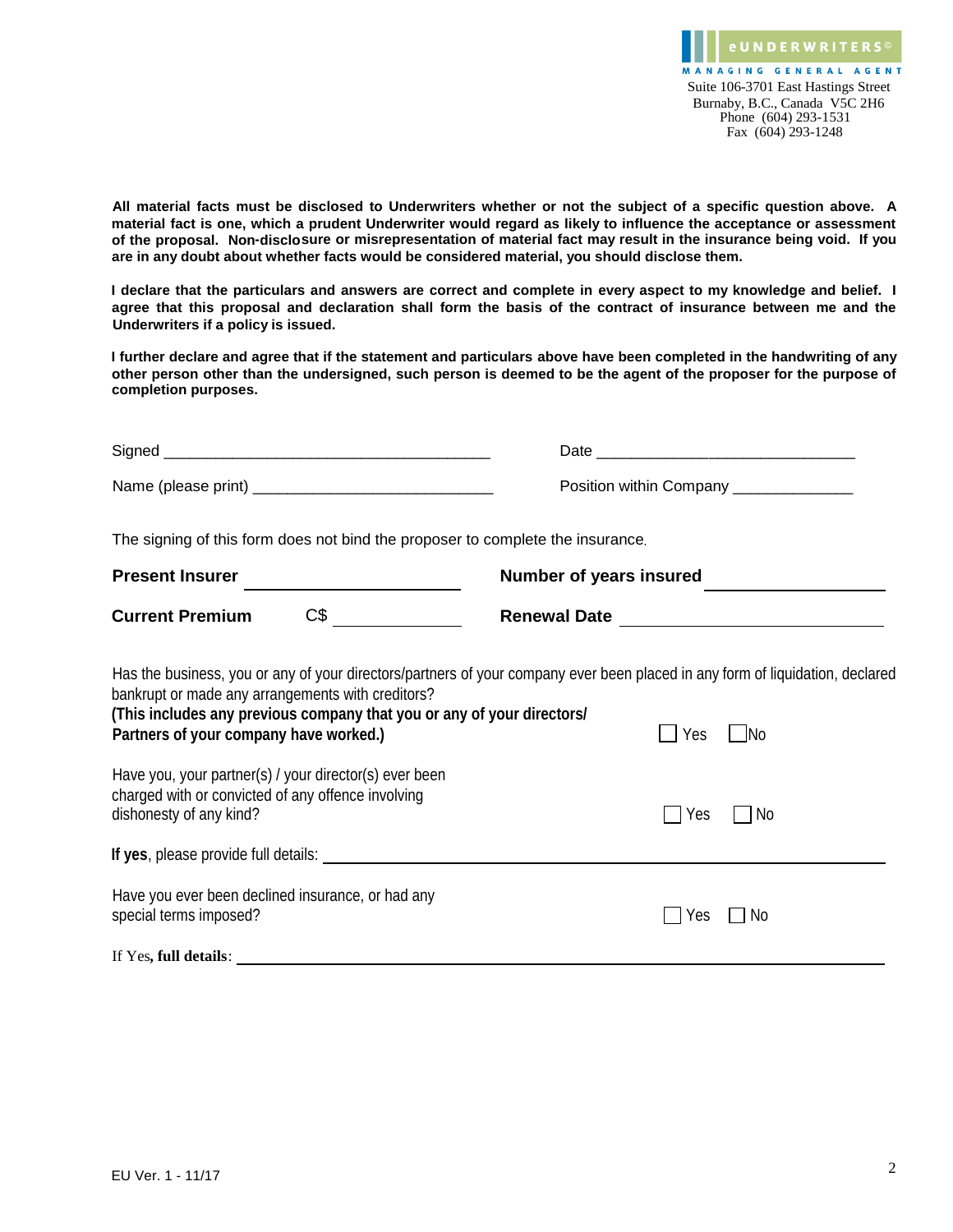eUNDERWRITERS©
MANAGING GENERAL AGENT
Suite 106-3701 East Hastings Street
Burnaby, B.C., Canada V5C 2H6
Phone (604) 293-1531
Fax (604) 293-1248

**All material facts must be disclosed to Underwriters whether or not the subject of a specific question above. A material fact is one, which a prudent Underwriter would regard as likely to influence the acceptance or assessment of the proposal. Non-disclosure or misrepresentation of material fact may result in the insurance being void. If you are in any doubt about whether facts would be considered material, you should disclose them.**

**I declare that the particulars and answers are correct and complete in every aspect to my knowledge and belief. I agree that this proposal and declaration shall form the basis of the contract of insurance between me and the Underwriters if a policy is issued.**

**I further declare and agree that if the statement and particulars above have been completed in the handwriting of any other person other than the undersigned, such person is deemed to be the agent of the proposer for the purpose of completion purposes.**

Signed ______________________________________ Date ______________________________

Name (please print) ____________________________ Position within Company ______________

The signing of this form does not bind the proposer to complete the insurance.

**Present Insurer** ______________________ **Number of years insured** ______________________

**Current Premium** C$ ______________ **Renewal Date** ______________________________

Has the business, you or any of your directors/partners of your company ever been placed in any form of liquidation, declared bankrupt or made any arrangements with creditors?
**(This includes any previous company that you or any of your directors/ Partners of your company have worked.)** ☐ Yes ☐ No

Have you, your partner(s) / your director(s) ever been charged with or convicted of any offence involving dishonesty of any kind? ☐ Yes ☐ No

**If yes**, please provide full details: ________________________________________________

Have you ever been declined insurance, or had any special terms imposed? ☐ Yes ☐ No

If Yes**, full details**: ________________________________________________

EU Ver. 1 - 11/17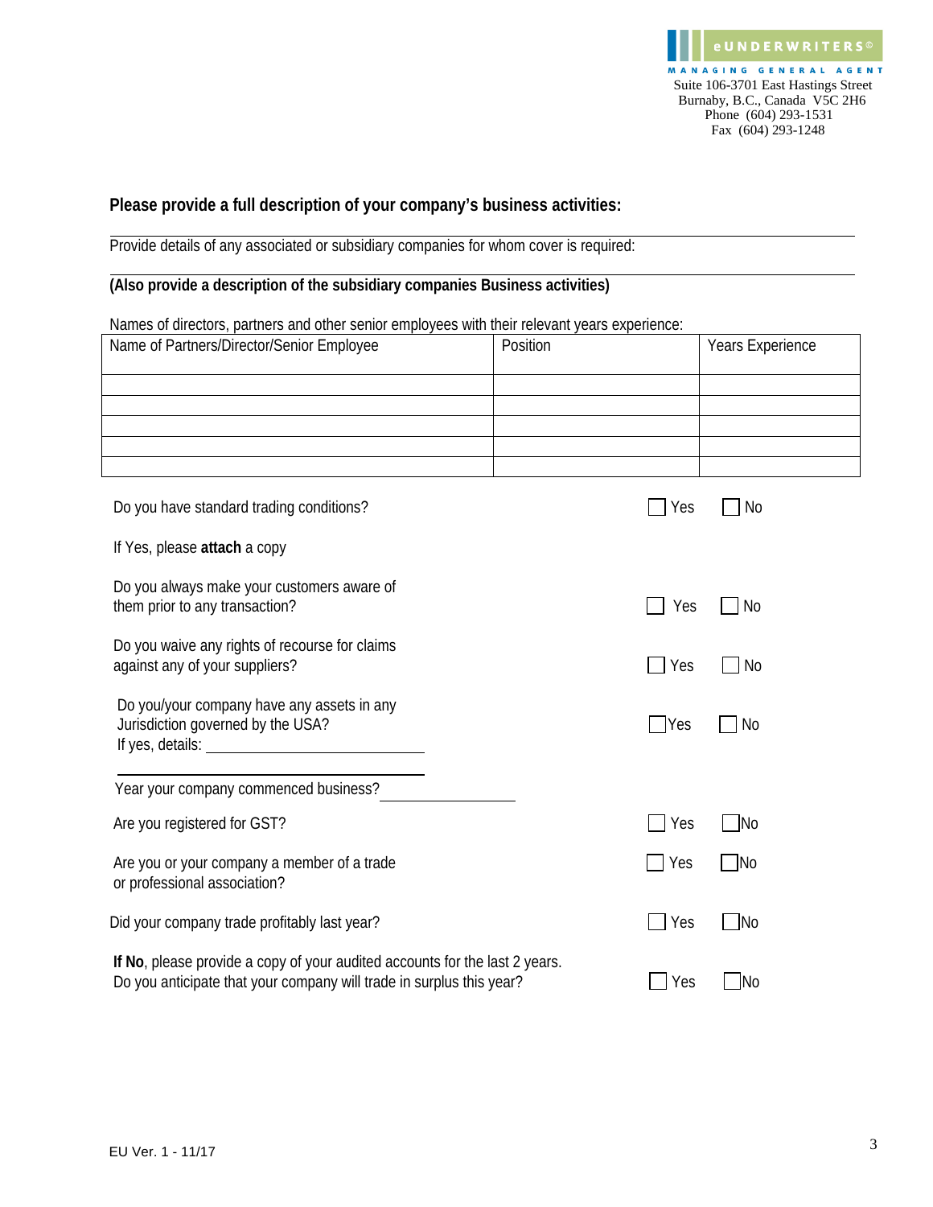eUNDERWRITERS©
MANAGING GENERAL AGENT
Suite 106-3701 East Hastings Street
Burnaby, B.C., Canada V5C 2H6
Phone (604) 293-1531
Fax (604) 293-1248

**Please provide a full description of your company's business activities:**

Provide details of any associated or subsidiary companies for whom cover is required:

**(Also provide a description of the subsidiary companies Business activities)**

Names of directors, partners and other senior employees with their relevant years experience:

| Name of Partners/Director/Senior Employee | Position | Years Experience |
|---|---|---|
| | | |
| | | |
| | | |
| | | |
| | | |

Do you have standard trading conditions? ☐ Yes ☐ No

If Yes, please **attach** a copy

Do you always make your customers aware of them prior to any transaction? ☐ Yes ☐ No

Do you waive any rights of recourse for claims against any of your suppliers? ☐ Yes ☐ No

Do you/your company have any assets in any Jurisdiction governed by the USA? ☐ Yes ☐ No
If yes, details: ______________________________

Year your company commenced business? ____________________

Are you registered for GST? ☐ Yes ☐ No

Are you or your company a member of a trade or professional association? ☐ Yes ☐ No

Did your company trade profitably last year? ☐ Yes ☐ No

**If No**, please provide a copy of your audited accounts for the last 2 years.
Do you anticipate that your company will trade in surplus this year? ☐ Yes ☐ No

EU Ver. 1 - 11/17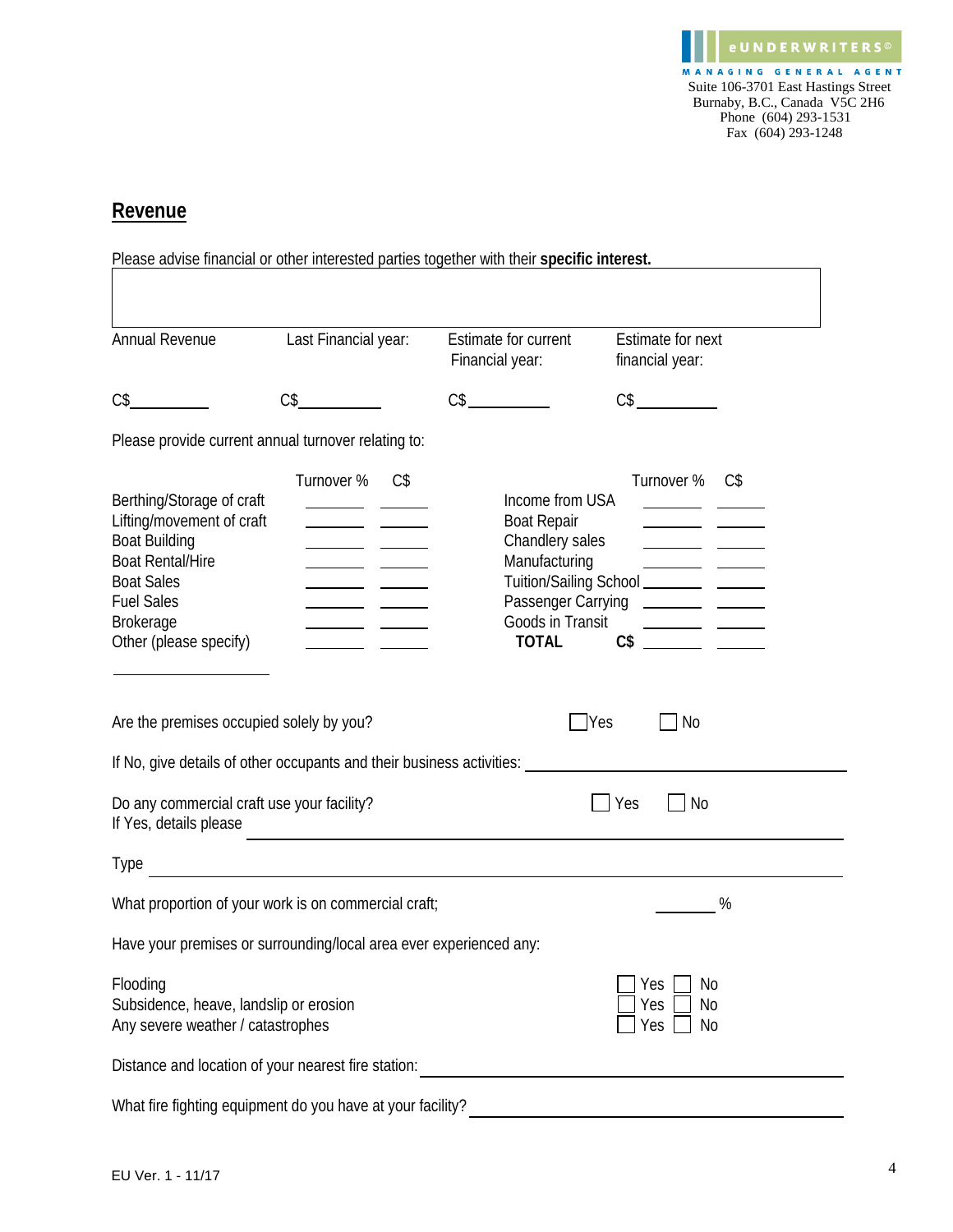eUNDERWRITERS©
MANAGING GENERAL AGENT
Suite 106-3701 East Hastings Street
Burnaby, B.C., Canada V5C 2H6
Phone (604) 293-1531
Fax (604) 293-1248

## Revenue

Please advise financial or other interested parties together with their **specific interest.**

| |
|---|
| |

| Annual Revenue | Last Financial year: | Estimate for current Financial year: | Estimate for next financial year: |
|---|---|---|---|
| C$________ | C$________ | C$________ | C$________ |

Please provide current annual turnover relating to:

| | Turnover % | C$ | | Turnover % | C$ |
|---|---|---|---|---|---|
| Berthing/Storage of craft | ______ | ______ | Income from USA | ______ | ______ |
| Lifting/movement of craft | ______ | ______ | Boat Repair | ______ | ______ |
| Boat Building | ______ | ______ | Chandlery sales | ______ | ______ |
| Boat Rental/Hire | ______ | ______ | Manufacturing | ______ | ______ |
| Boat Sales | ______ | ______ | Tuition/Sailing School | ______ | ______ |
| Fuel Sales | ______ | ______ | Passenger Carrying | ______ | ______ |
| Brokerage | ______ | ______ | Goods in Transit | ______ | ______ |
| Other (please specify) | ______ | ______ | **TOTAL** **C$** | ______ | ______ |

________________

Are the premises occupied solely by you? ☐ Yes ☐ No

If No, give details of other occupants and their business activities: ________________

Do any commercial craft use your facility? ☐ Yes ☐ No
If Yes, details please ________________

Type ________________

What proportion of your work is on commercial craft; ______ %

Have your premises or surrounding/local area ever experienced any:

| | | |
|---|---|---|
| Flooding | ☐ Yes | ☐ No |
| Subsidence, heave, landslip or erosion | ☐ Yes | ☐ No |
| Any severe weather / catastrophes | ☐ Yes | ☐ No |

Distance and location of your nearest fire station: ________________

What fire fighting equipment do you have at your facility? ________________

EU Ver. 1 - 11/17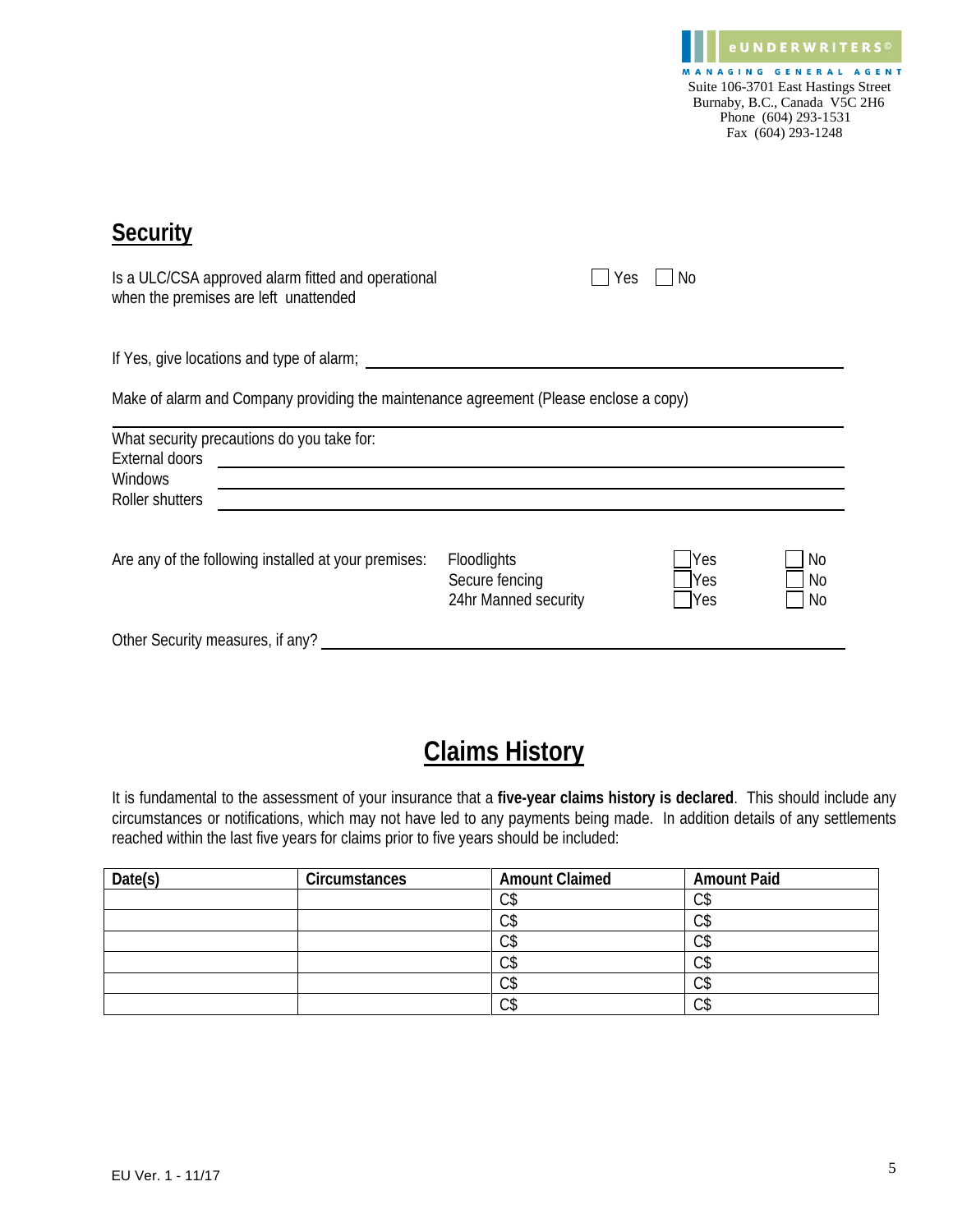eUNDERWRITERS©
MANAGING GENERAL AGENT
Suite 106-3701 East Hastings Street
Burnaby, B.C., Canada V5C 2H6
Phone (604) 293-1531
Fax (604) 293-1248

## Security

Is a ULC/CSA approved alarm fitted and operational when the premises are left unattended ☐ Yes ☐ No

If Yes, give locations and type of alarm; ____________________

Make of alarm and Company providing the maintenance agreement (Please enclose a copy)

____________________

What security precautions do you take for:

External doors ____________________

Windows ____________________

Roller shutters ____________________

Are any of the following installed at your premises:

| | | |
|---|---|---|
| Floodlights | ☐ Yes | ☐ No |
| Secure fencing | ☐ Yes | ☐ No |
| 24hr Manned security | ☐ Yes | ☐ No |

Other Security measures, if any? ____________________

## Claims History

It is fundamental to the assessment of your insurance that a **five-year claims history is declared**. This should include any circumstances or notifications, which may not have led to any payments being made. In addition details of any settlements reached within the last five years for claims prior to five years should be included:

| Date(s) | Circumstances | Amount Claimed | Amount Paid |
|---|---|---|---|
| | | C$ | C$ |
| | | C$ | C$ |
| | | C$ | C$ |
| | | C$ | C$ |
| | | C$ | C$ |
| | | C$ | C$ |

EU Ver. 1 - 11/17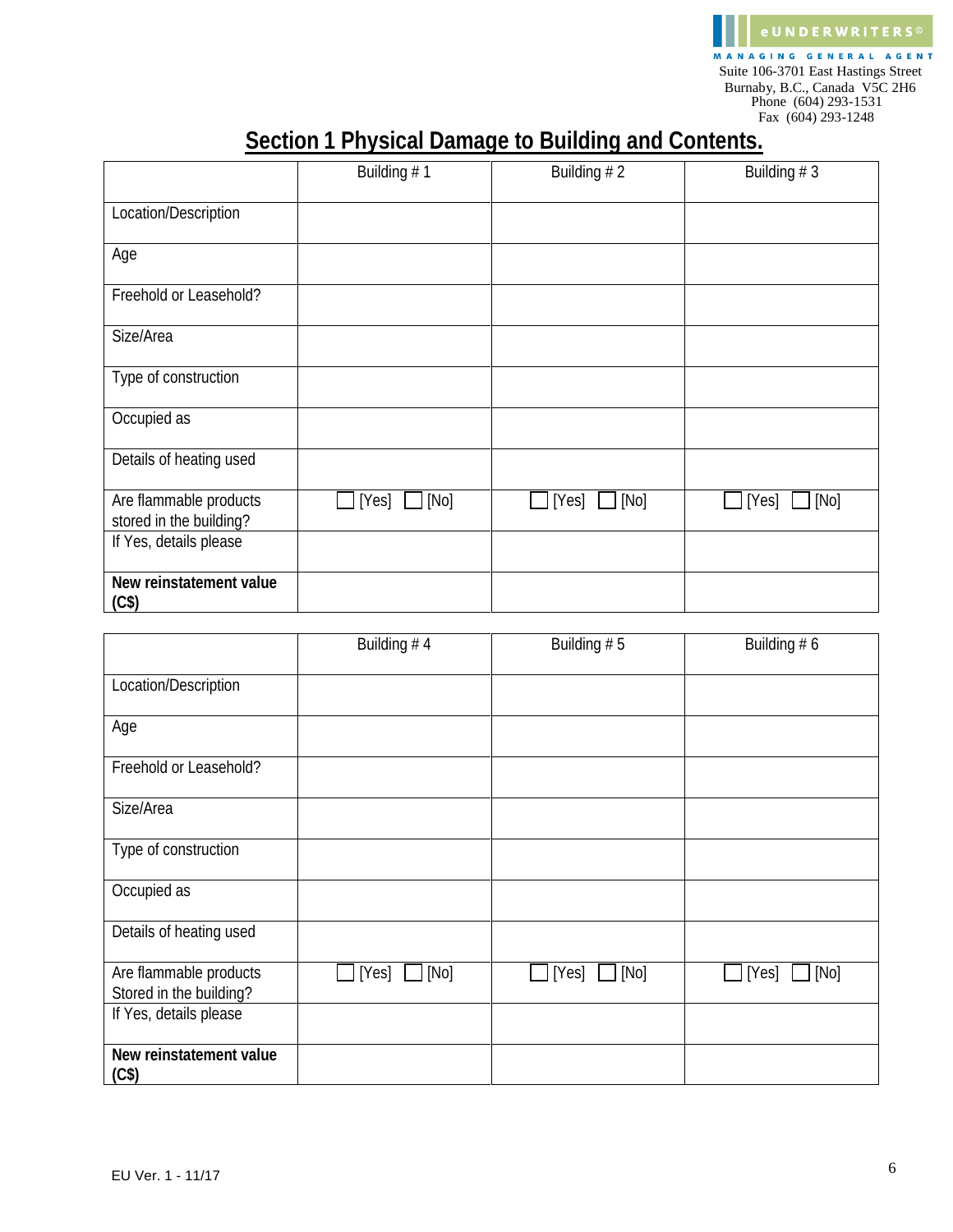eUNDERWRITERS©
MANAGING GENERAL AGENT
Suite 106-3701 East Hastings Street
Burnaby, B.C., Canada V5C 2H6
Phone (604) 293-1531
Fax (604) 293-1248

# Section 1 Physical Damage to Building and Contents.

| | Building # 1 | Building # 2 | Building # 3 |
|---|---|---|---|
| Location/Description | | | |
| Age | | | |
| Freehold or Leasehold? | | | |
| Size/Area | | | |
| Type of construction | | | |
| Occupied as | | | |
| Details of heating used | | | |
| Are flammable products stored in the building? | ☐ [Yes] ☐ [No] | ☐ [Yes] ☐ [No] | ☐ [Yes] ☐ [No] |
| If Yes, details please | | | |
| **New reinstatement value (C$)** | | | |

| | Building # 4 | Building # 5 | Building # 6 |
|---|---|---|---|
| Location/Description | | | |
| Age | | | |
| Freehold or Leasehold? | | | |
| Size/Area | | | |
| Type of construction | | | |
| Occupied as | | | |
| Details of heating used | | | |
| Are flammable products Stored in the building? | ☐ [Yes] ☐ [No] | ☐ [Yes] ☐ [No] | ☐ [Yes] ☐ [No] |
| If Yes, details please | | | |
| **New reinstatement value (C$)** | | | |

EU Ver. 1 - 11/17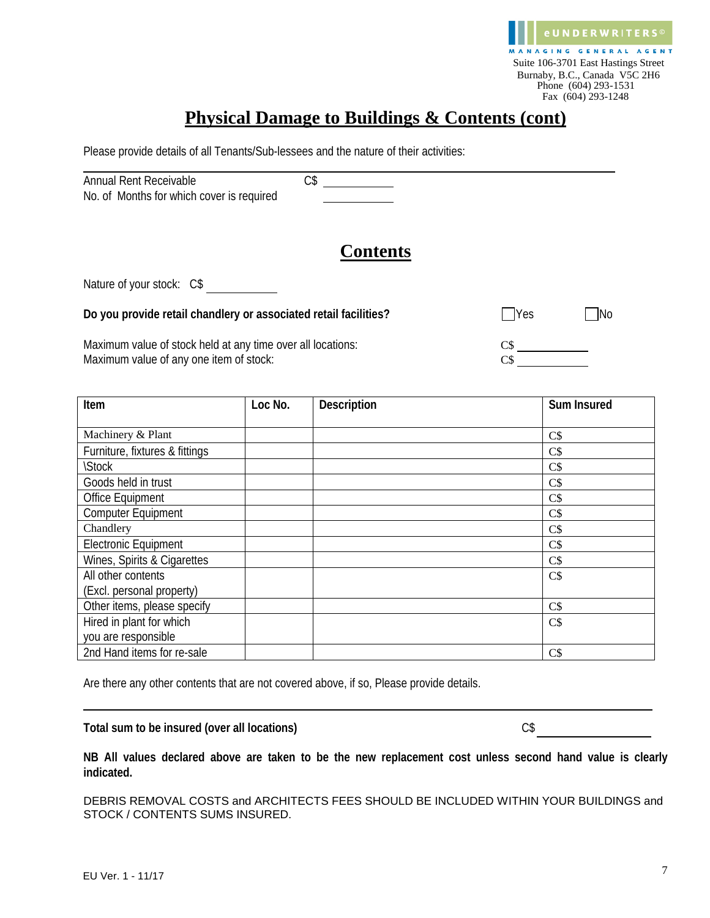eUNDERWRITERS©
MANAGING GENERAL AGENT
Suite 106-3701 East Hastings Street
Burnaby, B.C., Canada V5C 2H6
Phone (604) 293-1531
Fax (604) 293-1248

# Physical Damage to Buildings & Contents (cont)

Please provide details of all Tenants/Sub-lessees and the nature of their activities:

_______________________________________________

Annual Rent Receivable C$ ____________
No. of Months for which cover is required ____________

## Contents

Nature of your stock: C$ ____________

**Do you provide retail chandlery or associated retail facilities?** ☐Yes ☐No

Maximum value of stock held at any time over all locations: C$ ____________
Maximum value of any one item of stock: C$ ____________

| Item | Loc No. | Description | Sum Insured |
|---|---|---|---|
| Machinery & Plant | | | C$ |
| Furniture, fixtures & fittings | | | C$ |
| \Stock | | | C$ |
| Goods held in trust | | | C$ |
| Office Equipment | | | C$ |
| Computer Equipment | | | C$ |
| Chandlery | | | C$ |
| Electronic Equipment | | | C$ |
| Wines, Spirits & Cigarettes | | | C$ |
| All other contents (Excl. personal property) | | | C$ |
| Other items, please specify | | | C$ |
| Hired in plant for which you are responsible | | | C$ |
| 2nd Hand items for re-sale | | | C$ |

Are there any other contents that are not covered above, if so, Please provide details.

_______________________________________________

**Total sum to be insured (over all locations)** C$ ____________

**NB All values declared above are taken to be the new replacement cost unless second hand value is clearly indicated.**

DEBRIS REMOVAL COSTS and ARCHITECTS FEES SHOULD BE INCLUDED WITHIN YOUR BUILDINGS and STOCK / CONTENTS SUMS INSURED.

EU Ver. 1 - 11/17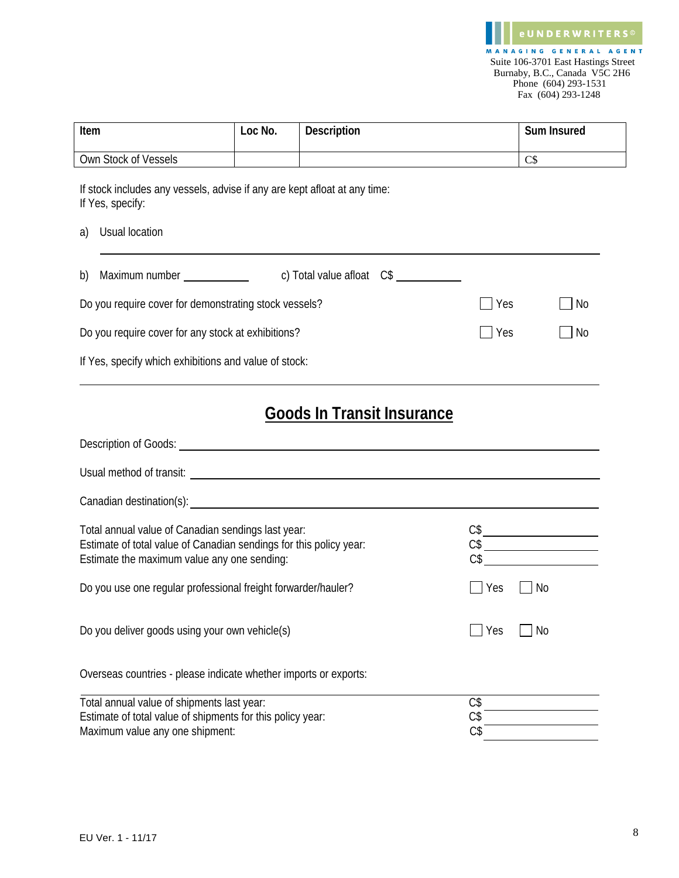eUNDERWRITERS©
MANAGING GENERAL AGENT
Suite 106-3701 East Hastings Street
Burnaby, B.C., Canada V5C 2H6
Phone (604) 293-1531
Fax (604) 293-1248

| Item | Loc No. | Description | Sum Insured |
|---|---|---|---|
| Own Stock of Vessels | | | C$ |

If stock includes any vessels, advise if any are kept afloat at any time:
If Yes, specify:

a) Usual location ______________________________

b) Maximum number ___________ c) Total value afloat C$ ___________

Do you require cover for demonstrating stock vessels? ☐ Yes ☐ No

Do you require cover for any stock at exhibitions? ☐ Yes ☐ No

If Yes, specify which exhibitions and value of stock:

______________________________

## Goods In Transit Insurance

Description of Goods: ______________________________

Usual method of transit: ______________________________

Canadian destination(s): ______________________________

Total annual value of Canadian sendings last year: C$ ___________
Estimate of total value of Canadian sendings for this policy year: C$ ___________
Estimate the maximum value any one sending: C$ ___________

Do you use one regular professional freight forwarder/hauler? ☐ Yes ☐ No

Do you deliver goods using your own vehicle(s) ☐ Yes ☐ No

Overseas countries - please indicate whether imports or exports:

______________________________

Total annual value of shipments last year: C$ ___________
Estimate of total value of shipments for this policy year: C$ ___________
Maximum value any one shipment: C$ ___________

EU Ver. 1 - 11/17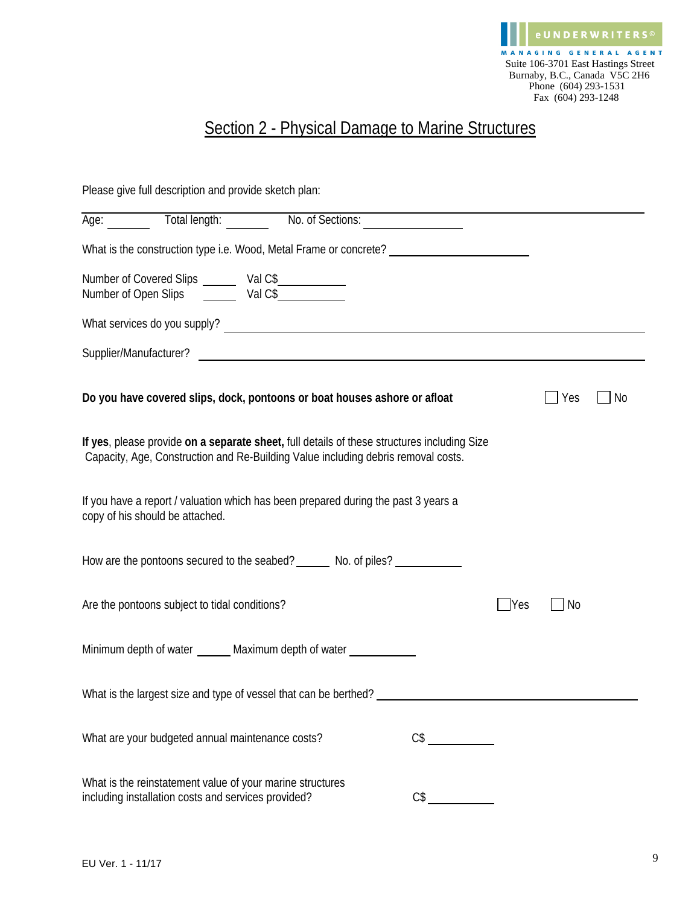eUNDERWRITERS©
MANAGING GENERAL AGENT
Suite 106-3701 East Hastings Street
Burnaby, B.C., Canada V5C 2H6
Phone (604) 293-1531
Fax (604) 293-1248

# Section 2 - Physical Damage to Marine Structures

Please give full description and provide sketch plan:

Age: _______ Total length: _______ No. of Sections: _______________

What is the construction type i.e. Wood, Metal Frame or concrete? ____________________

Number of Covered Slips _____ Val C$__________
Number of Open Slips _____ Val C$__________

What services do you supply? ____________________________________________

Supplier/Manufacturer? ____________________________________________

**Do you have covered slips, dock, pontoons or boat houses ashore or afloat** ☐ Yes ☐ No

**If yes**, please provide **on a separate sheet,** full details of these structures including Size Capacity, Age, Construction and Re-Building Value including debris removal costs.

If you have a report / valuation which has been prepared during the past 3 years a copy of his should be attached.

How are the pontoons secured to the seabed? _____ No. of piles? __________

Are the pontoons subject to tidal conditions? ☐ Yes ☐ No

Minimum depth of water _____ Maximum depth of water __________

What is the largest size and type of vessel that can be berthed? ______________________________

What are your budgeted annual maintenance costs? C$ __________

What is the reinstatement value of your marine structures including installation costs and services provided? C$ __________

EU Ver. 1 - 11/17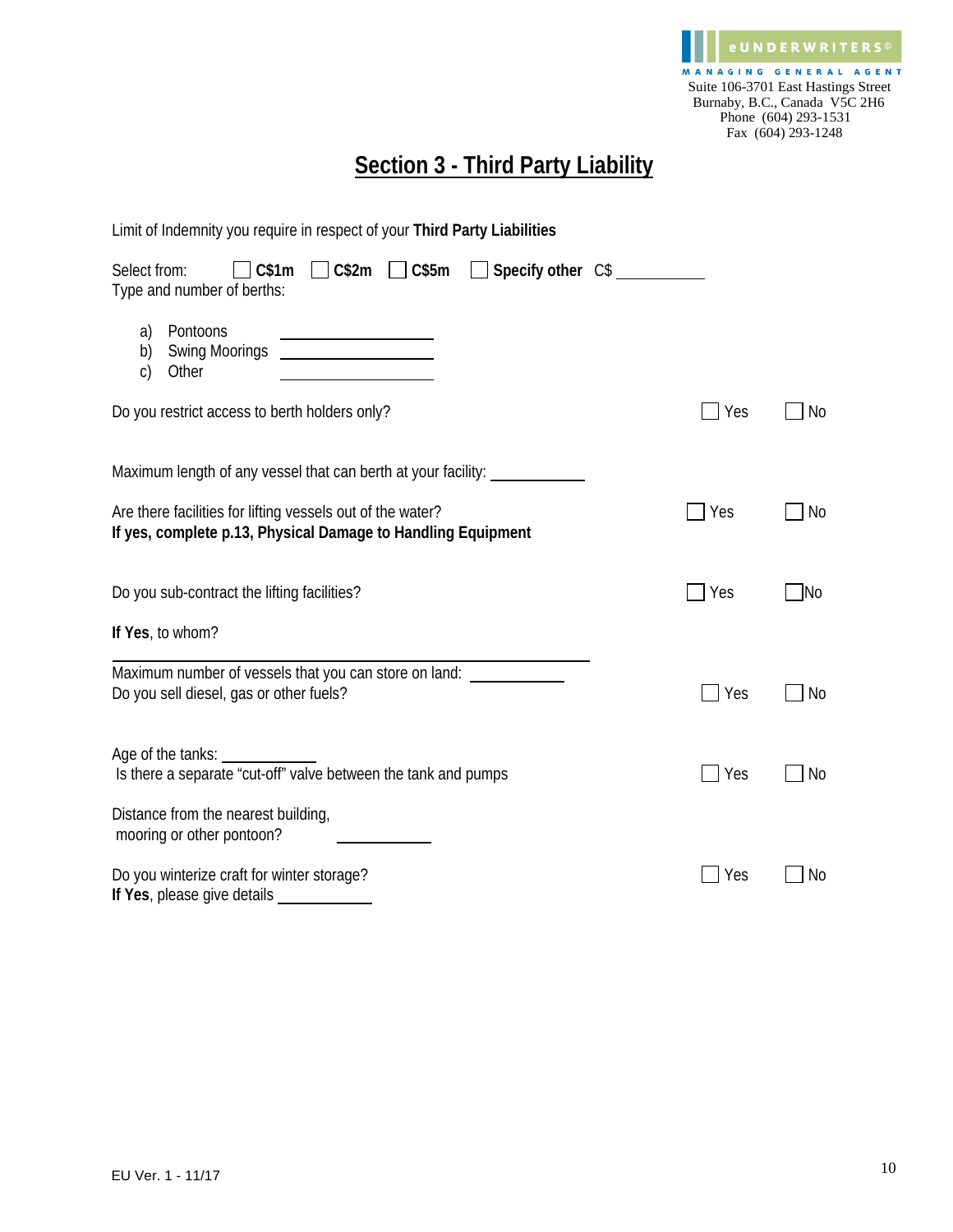eUNDERWRITERS©
MANAGING GENERAL AGENT
Suite 106-3701 East Hastings Street
Burnaby, B.C., Canada V5C 2H6
Phone (604) 293-1531
Fax (604) 293-1248

# Section 3 - Third Party Liability

Limit of Indemnity you require in respect of your **Third Party Liabilities**

Select from: ☐ **C$1m** ☐ **C$2m** ☐ **C$5m** ☐ **Specify other** C$ ___________

Type and number of berths:

a) Pontoons ____________________
b) Swing Moorings ____________________
c) Other ____________________

Do you restrict access to berth holders only? ☐ Yes ☐ No

Maximum length of any vessel that can berth at your facility: ___________

Are there facilities for lifting vessels out of the water? ☐ Yes ☐ No
**If yes, complete p.13, Physical Damage to Handling Equipment**

Do you sub-contract the lifting facilities? ☐ Yes ☐ No

**If Yes**, to whom?

______________________________________________

Maximum number of vessels that you can store on land: ___________

Do you sell diesel, gas or other fuels? ☐ Yes ☐ No

Age of the tanks: ___________

Is there a separate "cut-off" valve between the tank and pumps ☐ Yes ☐ No

Distance from the nearest building, mooring or other pontoon? ___________

Do you winterize craft for winter storage? ☐ Yes ☐ No
**If Yes**, please give details ___________

EU Ver. 1 - 11/17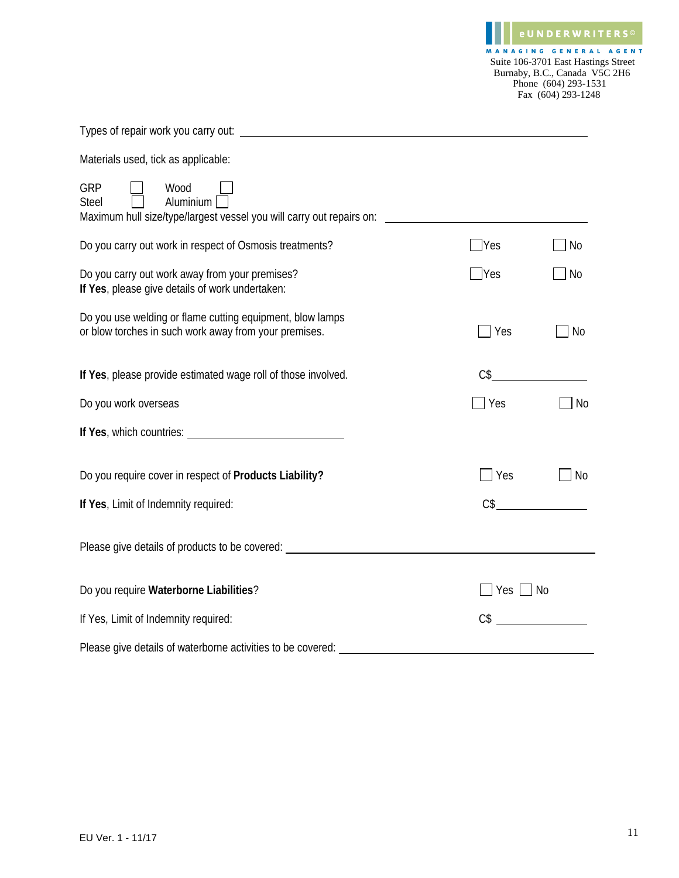eUNDERWRITERS©
MANAGING GENERAL AGENT
Suite 106-3701 East Hastings Street
Burnaby, B.C., Canada V5C 2H6
Phone (604) 293-1531
Fax (604) 293-1248

Types of repair work you carry out: ______________________________

Materials used, tick as applicable:

GRP ☐ Wood ☐
Steel ☐ Aluminium ☐

Maximum hull size/type/largest vessel you will carry out repairs on: ______________________________

Do you carry out work in respect of Osmosis treatments? ☐ Yes ☐ No

Do you carry out work away from your premises? ☐ Yes ☐ No
**If Yes**, please give details of work undertaken:

Do you use welding or flame cutting equipment, blow lamps or blow torches in such work away from your premises. ☐ Yes ☐ No

**If Yes**, please provide estimated wage roll of those involved. C$______________

Do you work overseas ☐ Yes ☐ No

**If Yes**, which countries: ______________________________

Do you require cover in respect of **Products Liability?** ☐ Yes ☐ No

**If Yes**, Limit of Indemnity required: C$______________

Please give details of products to be covered: ______________________________

Do you require **Waterborne Liabilities**? ☐ Yes ☐ No

If Yes, Limit of Indemnity required: C$ ______________

Please give details of waterborne activities to be covered: ______________________________

EU Ver. 1 - 11/17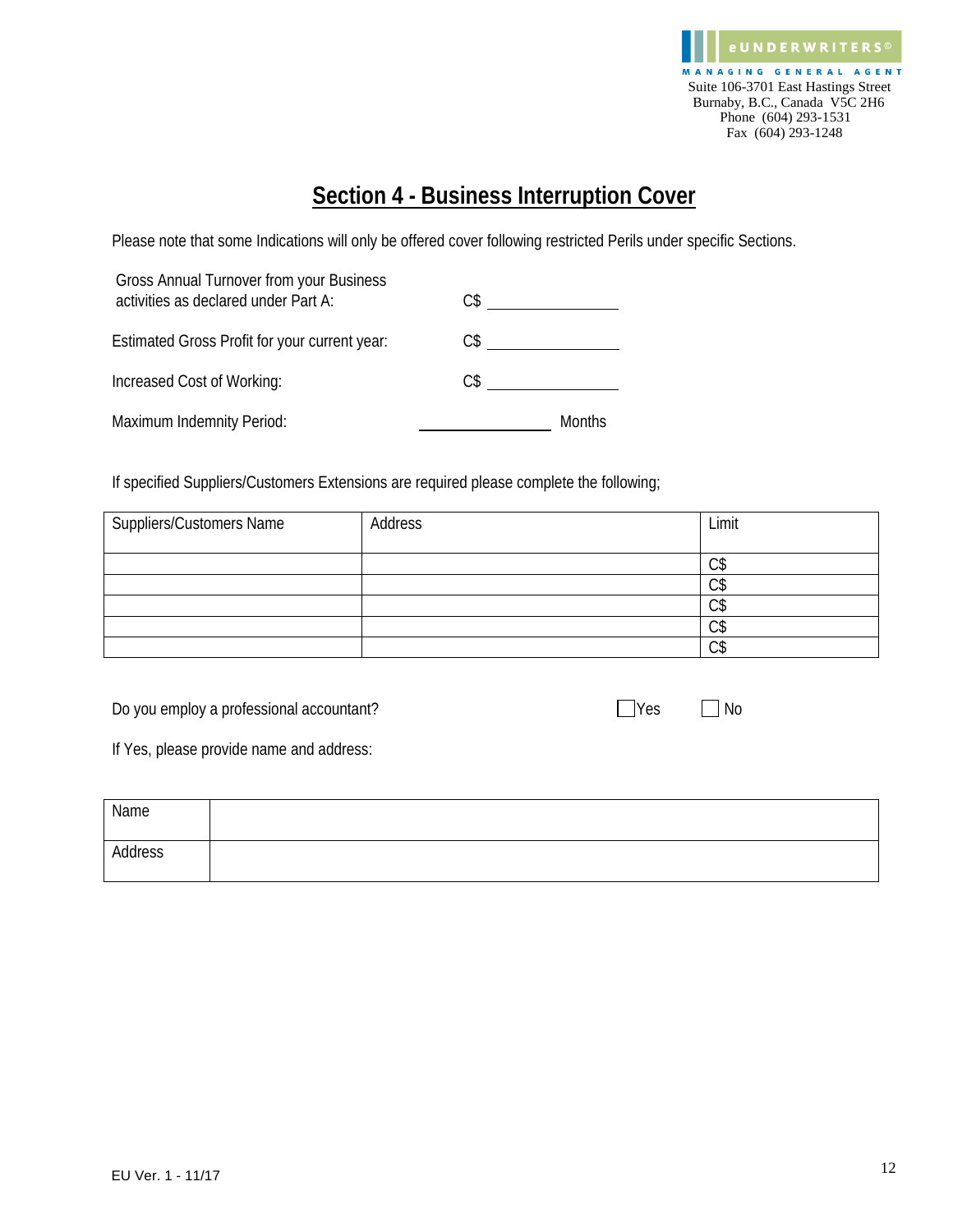eUNDERWRITERS©
MANAGING GENERAL AGENT
Suite 106-3701 East Hastings Street
Burnaby, B.C., Canada V5C 2H6
Phone (604) 293-1531
Fax (604) 293-1248

# Section 4 - Business Interruption Cover

Please note that some Indications will only be offered cover following restricted Perils under specific Sections.

Gross Annual Turnover from your Business activities as declared under Part A: C$ ______________

Estimated Gross Profit for your current year: C$ ______________

Increased Cost of Working: C$ ______________

Maximum Indemnity Period: ______________ Months

If specified Suppliers/Customers Extensions are required please complete the following;

| Suppliers/Customers Name | Address | Limit |
|---|---|---|
| | | C$ |
| | | C$ |
| | | C$ |
| | | C$ |
| | | C$ |

Do you employ a professional accountant? ☐ Yes ☐ No

If Yes, please provide name and address:

| | |
|---|---|
| Name | |
| Address | |

EU Ver. 1 - 11/17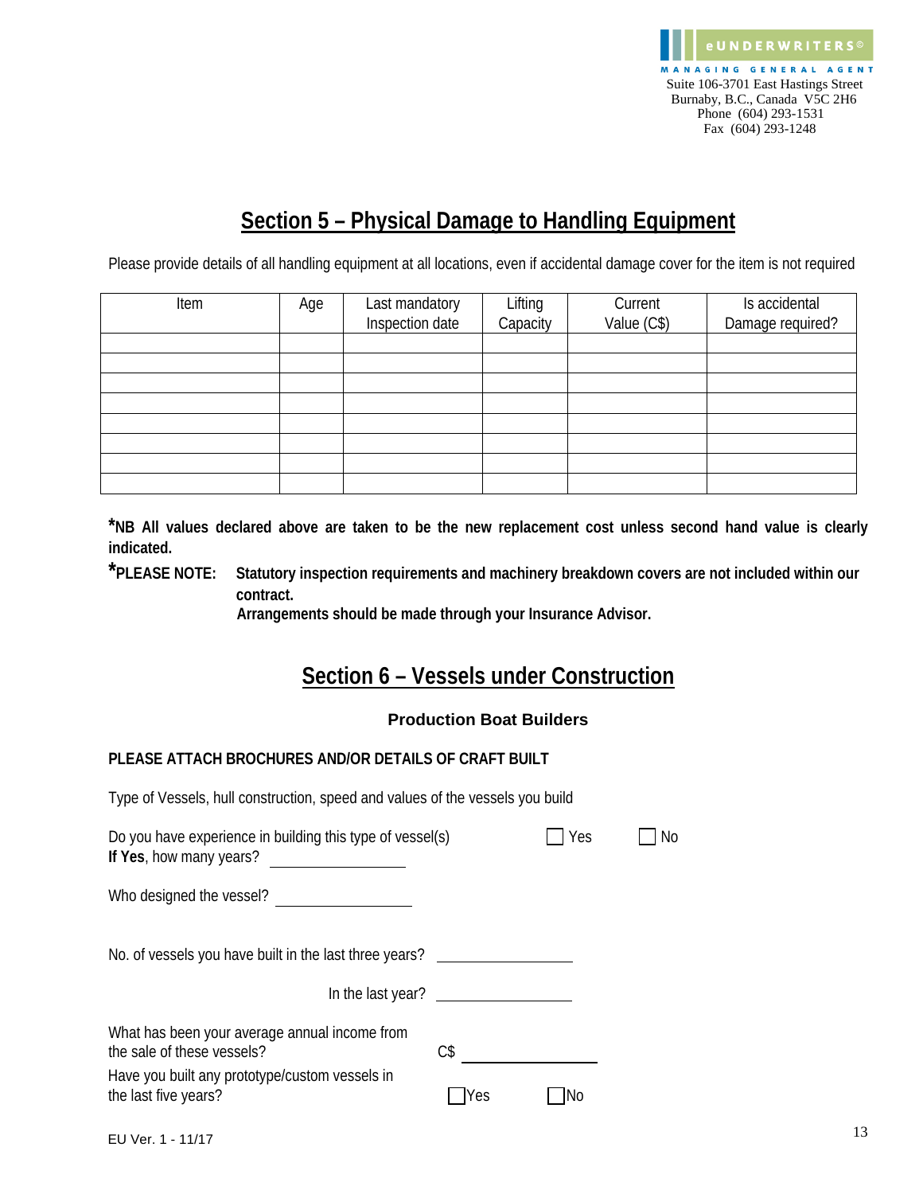eUNDERWRITERS©
MANAGING GENERAL AGENT
Suite 106-3701 East Hastings Street
Burnaby, B.C., Canada V5C 2H6
Phone (604) 293-1531
Fax (604) 293-1248

## Section 5 – Physical Damage to Handling Equipment

Please provide details of all handling equipment at all locations, even if accidental damage cover for the item is not required

| Item | Age | Last mandatory Inspection date | Lifting Capacity | Current Value (C$) | Is accidental Damage required? |
|---|---|---|---|---|---|
| | | | | | |
| | | | | | |
| | | | | | |
| | | | | | |
| | | | | | |
| | | | | | |
| | | | | | |
| | | | | | |

**\*NB All values declared above are taken to be the new replacement cost unless second hand value is clearly indicated.**

**\*PLEASE NOTE: Statutory inspection requirements and machinery breakdown covers are not included within our contract.**
**Arrangements should be made through your Insurance Advisor.**

## Section 6 – Vessels under Construction

### Production Boat Builders

**PLEASE ATTACH BROCHURES AND/OR DETAILS OF CRAFT BUILT**

Type of Vessels, hull construction, speed and values of the vessels you build

Do you have experience in building this type of vessel(s) ☐ Yes ☐ No
**If Yes**, how many years? ______________

Who designed the vessel? ______________

No. of vessels you have built in the last three years? ______________

In the last year? ______________

What has been your average annual income from the sale of these vessels? C$ ______________

Have you built any prototype/custom vessels in the last five years? ☐Yes ☐No

EU Ver. 1 - 11/17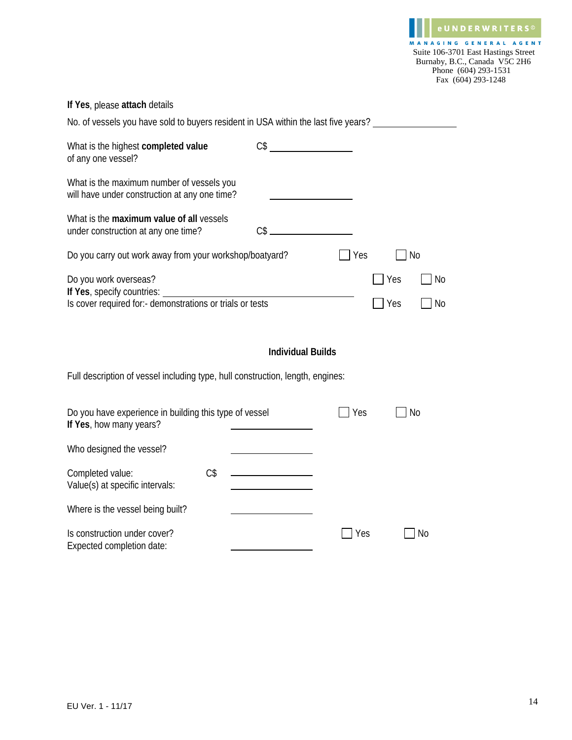**If Yes**, please **attach** details

No. of vessels you have sold to buyers resident in USA within the last five years? ________________

What is the highest **completed value** of any one vessel? C$ ________________

What is the maximum number of vessels you will have under construction at any one time? ________________

What is the **maximum value of all** vessels under construction at any one time? C$ ________________

Do you carry out work away from your workshop/boatyard? ☐ Yes ☐ No

Do you work overseas? ☐ Yes ☐ No
**If Yes**, specify countries: ________________________________________
Is cover required for:- demonstrations or trials or tests ☐ Yes ☐ No

**Individual Builds**

Full description of vessel including type, hull construction, length, engines:

Do you have experience in building this type of vessel ☐ Yes ☐ No
**If Yes**, how many years? ________________

Who designed the vessel? ________________

Completed value: C$ ________________
Value(s) at specific intervals: ________________

Where is the vessel being built? ________________

Is construction under cover? ☐ Yes ☐ No
Expected completion date: ________________

EU Ver. 1 - 11/17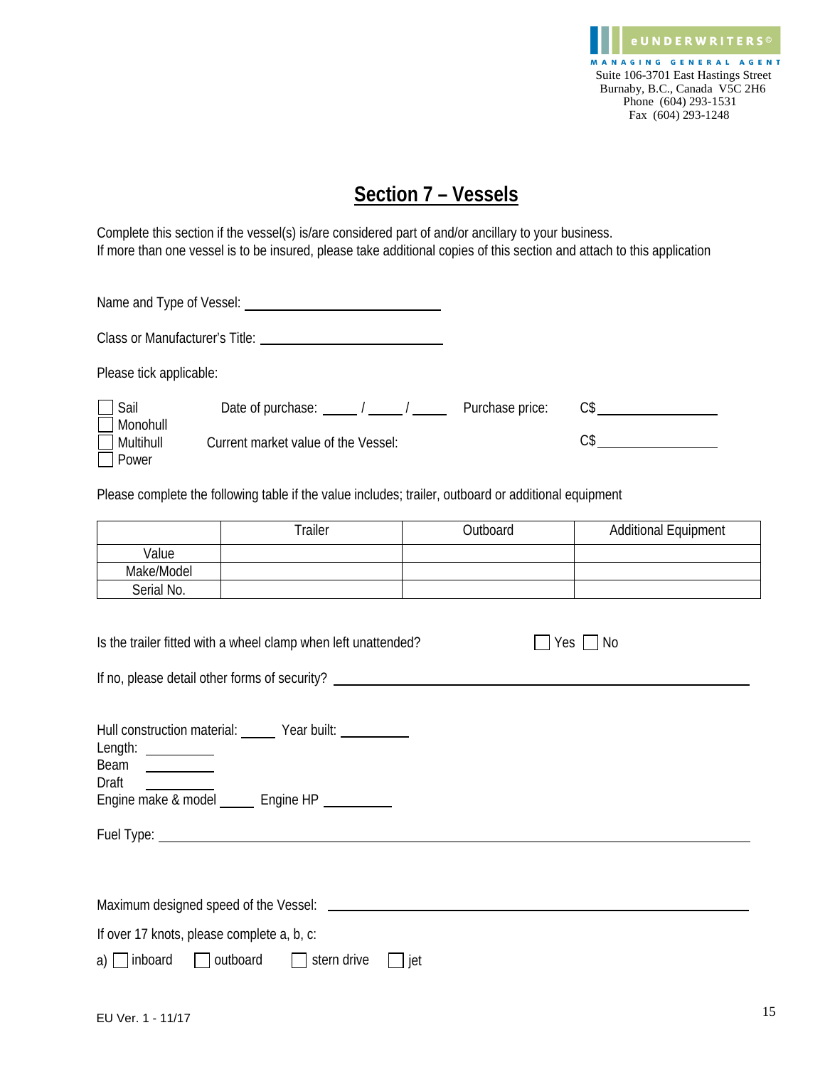eUNDERWRITERS©
MANAGING GENERAL AGENT
Suite 106-3701 East Hastings Street
Burnaby, B.C., Canada V5C 2H6
Phone (604) 293-1531
Fax (604) 293-1248

# Section 7 – Vessels

Complete this section if the vessel(s) is/are considered part of and/or ancillary to your business.
If more than one vessel is to be insured, please take additional copies of this section and attach to this application

Name and Type of Vessel: ______________________

Class or Manufacturer's Title: ______________________

Please tick applicable:

☐ Sail
☐ Monohull
☐ Multihull
☐ Power

Date of purchase: ____ / ____ / ____ Purchase price: C$ ______________

Current market value of the Vessel: C$ ______________

Please complete the following table if the value includes; trailer, outboard or additional equipment

| | Trailer | Outboard | Additional Equipment |
|---|---|---|---|
| Value | | | |
| Make/Model | | | |
| Serial No. | | | |

Is the trailer fitted with a wheel clamp when left unattended? ☐ Yes ☐ No

If no, please detail other forms of security? ______________________

Hull construction material: _____ Year built: _________

Length: _________

Beam _________

Draft _________

Engine make & model _____ Engine HP _________

Fuel Type: ______________________

Maximum designed speed of the Vessel: ______________________

If over 17 knots, please complete a, b, c:

a) ☐ inboard ☐ outboard ☐ stern drive ☐ jet

EU Ver. 1 - 11/17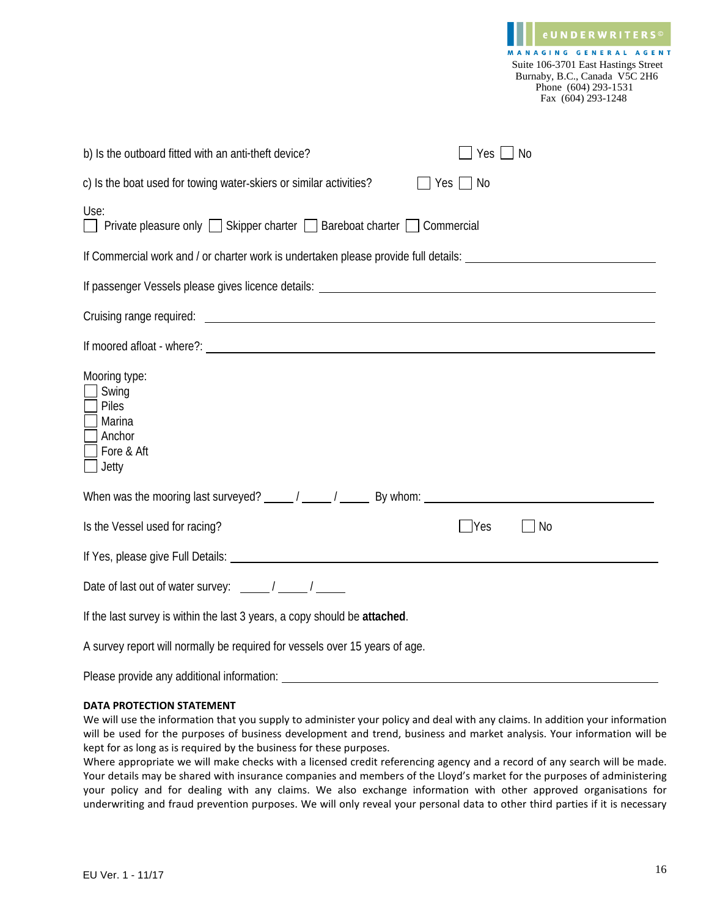eUNDERWRITERS©
MANAGING GENERAL AGENT
Suite 106-3701 East Hastings Street
Burnaby, B.C., Canada V5C 2H6
Phone (604) 293-1531
Fax (604) 293-1248

b) Is the outboard fitted with an anti-theft device? ☐ Yes ☐ No

c) Is the boat used for towing water-skiers or similar activities? ☐ Yes ☐ No

Use:
☐ Private pleasure only ☐ Skipper charter ☐ Bareboat charter ☐ Commercial

If Commercial work and / or charter work is undertaken please provide full details: ______________________

If passenger Vessels please gives licence details: ______________________

Cruising range required: ______________________

If moored afloat - where?: ______________________

Mooring type:
☐ Swing
☐ Piles
☐ Marina
☐ Anchor
☐ Fore & Aft
☐ Jetty

When was the mooring last surveyed? _____ / _____ / _____ By whom: ______________________

Is the Vessel used for racing? ☐ Yes ☐ No

If Yes, please give Full Details: ______________________

Date of last out of water survey: _____ / _____ / _____

If the last survey is within the last 3 years, a copy should be **attached**.

A survey report will normally be required for vessels over 15 years of age.

Please provide any additional information: ______________________

**DATA PROTECTION STATEMENT**

We will use the information that you supply to administer your policy and deal with any claims. In addition your information will be used for the purposes of business development and trend, business and market analysis. Your information will be kept for as long as is required by the business for these purposes.

Where appropriate we will make checks with a licensed credit referencing agency and a record of any search will be made. Your details may be shared with insurance companies and members of the Lloyd's market for the purposes of administering your policy and for dealing with any claims. We also exchange information with other approved organisations for underwriting and fraud prevention purposes. We will only reveal your personal data to other third parties if it is necessary

EU Ver. 1 - 11/17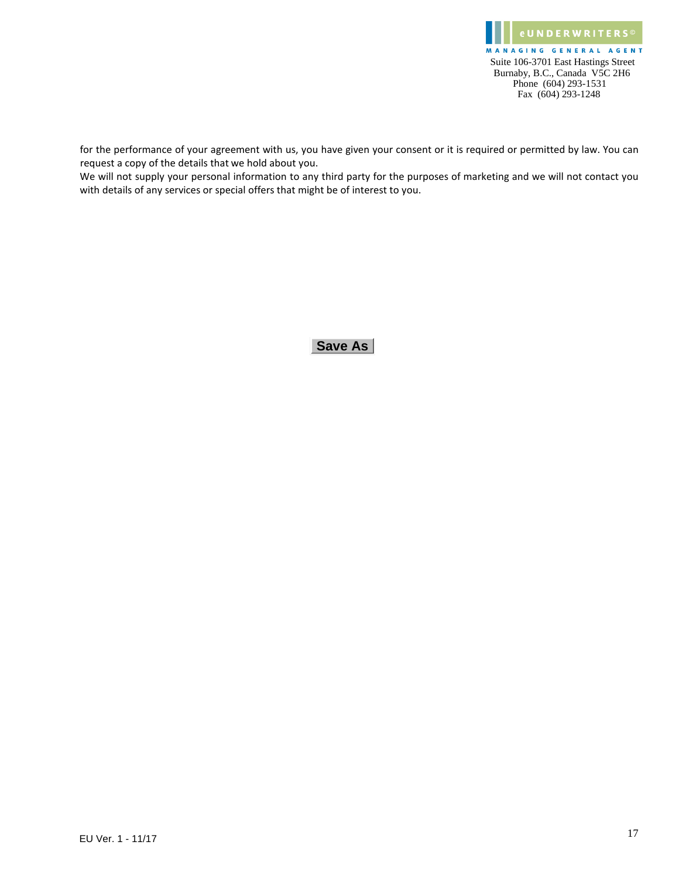for the performance of your agreement with us, you have given your consent or it is required or permitted by law. You can request a copy of the details that we hold about you.

We will not supply your personal information to any third party for the purposes of marketing and we will not contact you with details of any services or special offers that might be of interest to you.

Save As